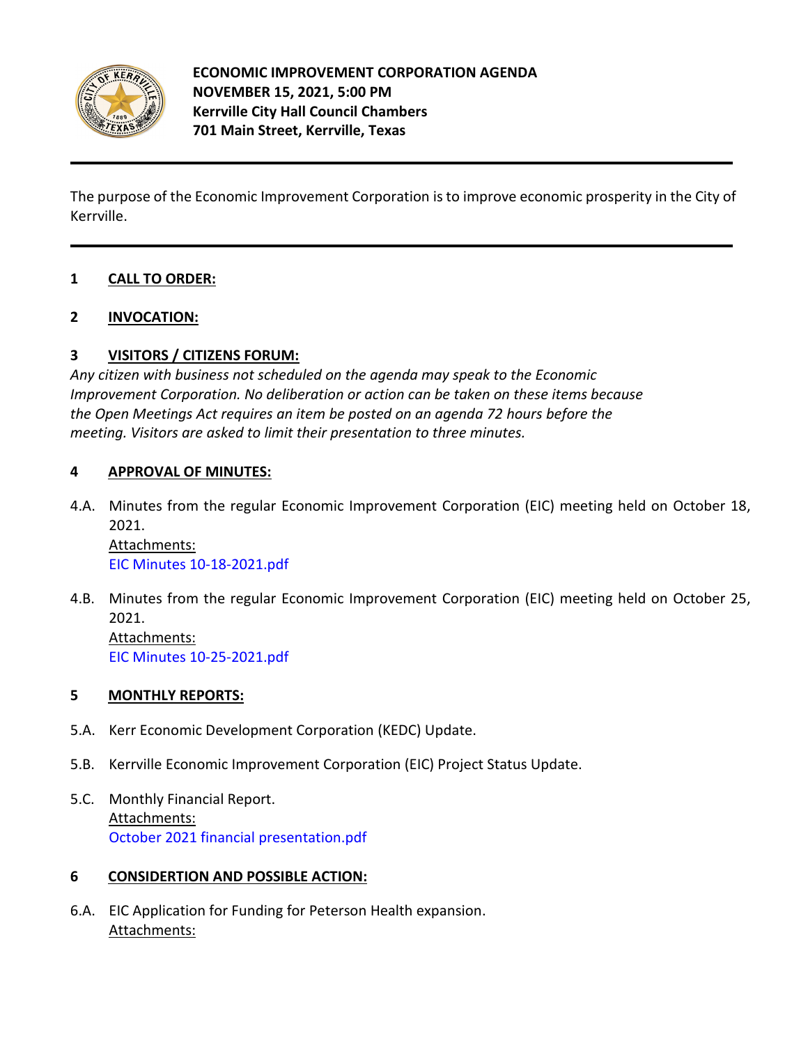**ECONOMIC IMPROVEMENT CORPORATION AGENDA**
**NOVEMBER 15, 2021, 5:00 PM**
**Kerrville City Hall Council Chambers**
**701 Main Street, Kerrville, Texas**

---

The purpose of the Economic Improvement Corporation is to improve economic prosperity in the City of Kerrville.

---

**1 CALL TO ORDER:**

**2 INVOCATION:**

**3 VISITORS / CITIZENS FORUM:**

*Any citizen with business not scheduled on the agenda may speak to the Economic Improvement Corporation. No deliberation or action can be taken on these items because the Open Meetings Act requires an item be posted on an agenda 72 hours before the meeting. Visitors are asked to limit their presentation to three minutes.*

**4 APPROVAL OF MINUTES:**

4.A. Minutes from the regular Economic Improvement Corporation (EIC) meeting held on October 18, 2021.
Attachments:
EIC Minutes 10-18-2021.pdf

4.B. Minutes from the regular Economic Improvement Corporation (EIC) meeting held on October 25, 2021.
Attachments:
EIC Minutes 10-25-2021.pdf

**5 MONTHLY REPORTS:**

5.A. Kerr Economic Development Corporation (KEDC) Update.

5.B. Kerrville Economic Improvement Corporation (EIC) Project Status Update.

5.C. Monthly Financial Report.
Attachments:
October 2021 financial presentation.pdf

**6 CONSIDERTION AND POSSIBLE ACTION:**

6.A. EIC Application for Funding for Peterson Health expansion.
Attachments: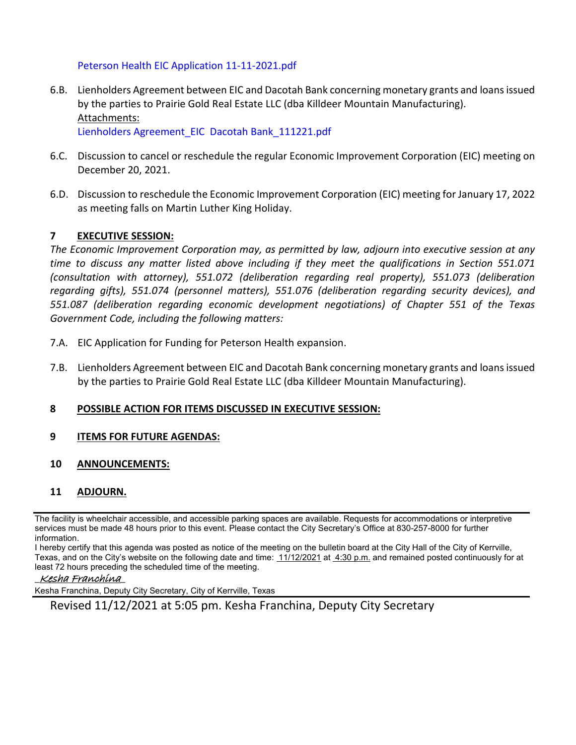Peterson Health EIC Application 11-11-2021.pdf

6.B. Lienholders Agreement between EIC and Dacotah Bank concerning monetary grants and loans issued by the parties to Prairie Gold Real Estate LLC (dba Killdeer Mountain Manufacturing).
Attachments:
Lienholders Agreement_EIC Dacotah Bank_111221.pdf

6.C. Discussion to cancel or reschedule the regular Economic Improvement Corporation (EIC) meeting on December 20, 2021.

6.D. Discussion to reschedule the Economic Improvement Corporation (EIC) meeting for January 17, 2022 as meeting falls on Martin Luther King Holiday.

## 7 EXECUTIVE SESSION:

*The Economic Improvement Corporation may, as permitted by law, adjourn into executive session at any time to discuss any matter listed above including if they meet the qualifications in Section 551.071 (consultation with attorney), 551.072 (deliberation regarding real property), 551.073 (deliberation regarding gifts), 551.074 (personnel matters), 551.076 (deliberation regarding security devices), and 551.087 (deliberation regarding economic development negotiations) of Chapter 551 of the Texas Government Code, including the following matters:*

7.A. EIC Application for Funding for Peterson Health expansion.

7.B. Lienholders Agreement between EIC and Dacotah Bank concerning monetary grants and loans issued by the parties to Prairie Gold Real Estate LLC (dba Killdeer Mountain Manufacturing).

## 8 POSSIBLE ACTION FOR ITEMS DISCUSSED IN EXECUTIVE SESSION:

## 9 ITEMS FOR FUTURE AGENDAS:

## 10 ANNOUNCEMENTS:

## 11 ADJOURN.

---

The facility is wheelchair accessible, and accessible parking spaces are available. Requests for accommodations or interpretive services must be made 48 hours prior to this event. Please contact the City Secretary's Office at 830-257-8000 for further information.

I hereby certify that this agenda was posted as notice of the meeting on the bulletin board at the City Hall of the City of Kerrville, Texas, and on the City's website on the following date and time: 11/12/2021 at 4:30 p.m. and remained posted continuously for at least 72 hours preceding the scheduled time of the meeting.

_Kesha Franchina_

Kesha Franchina, Deputy City Secretary, City of Kerrville, Texas

---

Revised 11/12/2021 at 5:05 pm. Kesha Franchina, Deputy City Secretary